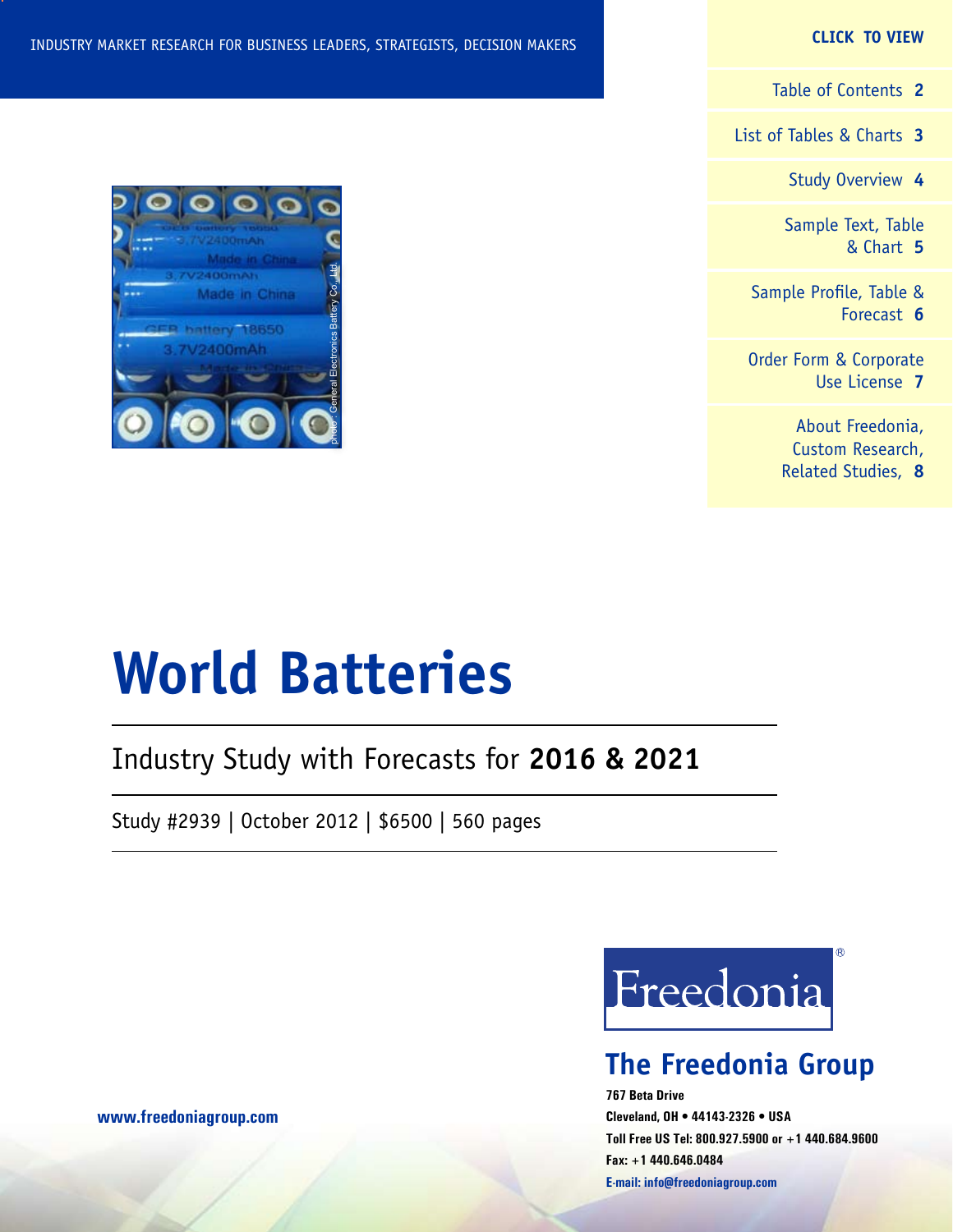INDUSTRY MARKET RESEARCH FOR BUSINESS LEADERS, STRATEGISTS, DECISION MAKERS

**CLICK TO VIEW**

- Table of Contents **2**
- List of Tables & Charts **3**
- Study Overview **4**
- Sample Text, Table & Chart **5**
- Sample Profile, Table & Forecast **6**
- Order Form & Corporate Use License **7**
- About Freedonia, Custom Research, Related Studies, **8**

# World Batteries

## Industry Study with Forecasts for **2016 & 2021**

Study #2939 | October 2012 | $6500 | 560 pages

Freedonia®

**The Freedonia Group**

**767 Beta Drive**
**Cleveland, OH • 44143-2326 • USA**
**Toll Free US Tel: 800.927.5900 or +1 440.684.9600**
**Fax: +1 440.646.0484**
**E-mail: info@freedoniagroup.com**

**www.freedoniagroup.com**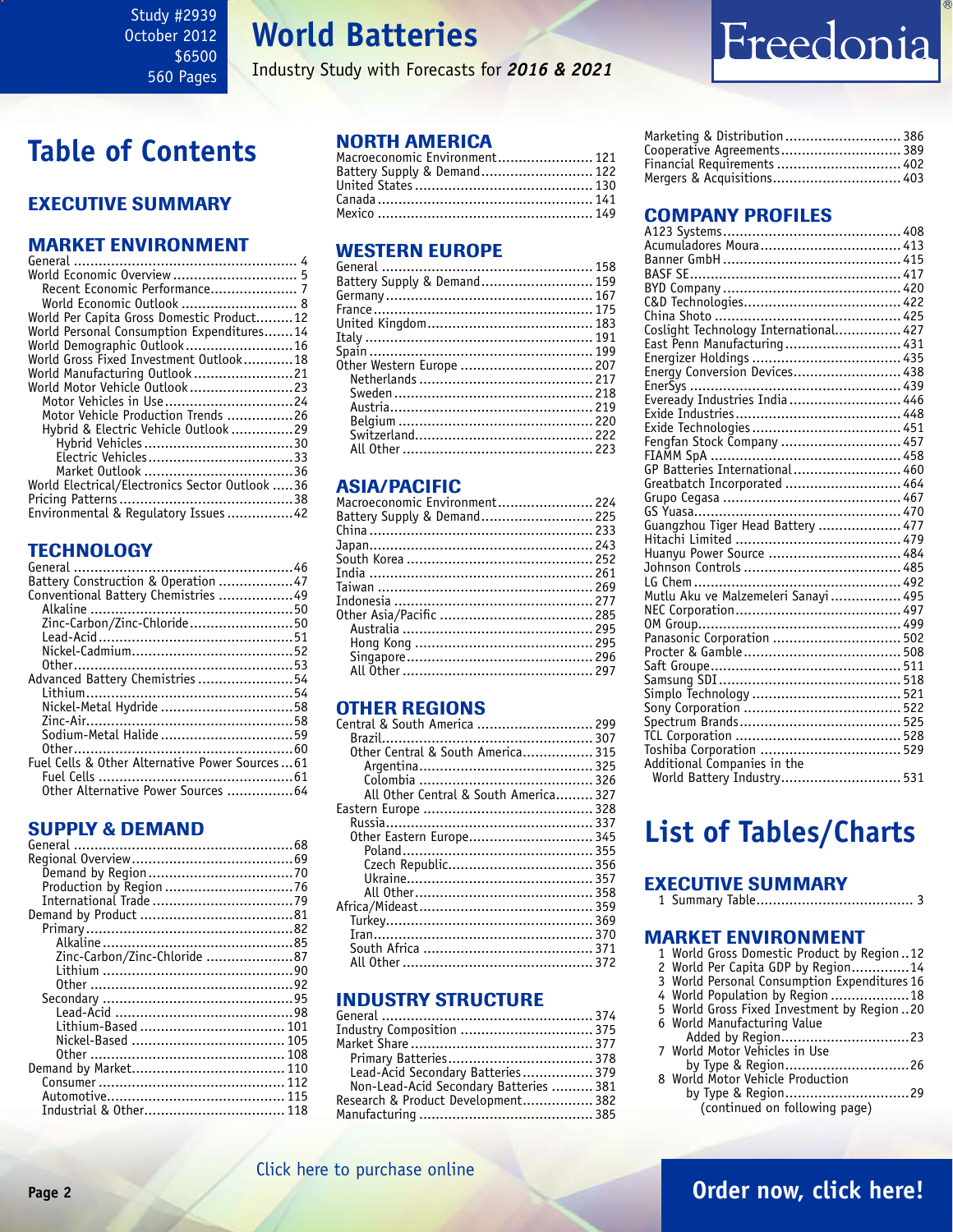Study #2939
October 2012
$6500
560 Pages

# World Batteries

Industry Study with Forecasts for ***2016 & 2021***

Freedonia

# Table of Contents

## EXECUTIVE SUMMARY

## MARKET ENVIRONMENT

General ........ 4
World Economic Overview ........ 5
- Recent Economic Performance ........ 7
- World Economic Outlook ........ 8

World Per Capita Gross Domestic Product ........ 12
World Personal Consumption Expenditures ........ 14
World Demographic Outlook ........ 16
World Gross Fixed Investment Outlook ........ 18
World Manufacturing Outlook ........ 21
World Motor Vehicle Outlook ........ 23
- Motor Vehicles in Use ........ 24
- Motor Vehicle Production Trends ........ 26
- Hybrid & Electric Vehicle Outlook ........ 29
  - Hybrid Vehicles ........ 30
  - Electric Vehicles ........ 33
  - Market Outlook ........ 36

World Electrical/Electronics Sector Outlook ........ 36
Pricing Patterns ........ 38
Environmental & Regulatory Issues ........ 42

## TECHNOLOGY

General ........ 46
Battery Construction & Operation ........ 47
Conventional Battery Chemistries ........ 49
- Alkaline ........ 50
- Zinc-Carbon/Zinc-Chloride ........ 50
- Lead-Acid ........ 51
- Nickel-Cadmium ........ 52
- Other ........ 53

Advanced Battery Chemistries ........ 54
- Lithium ........ 54
- Nickel-Metal Hydride ........ 58
- Zinc-Air ........ 58
- Sodium-Metal Halide ........ 59
- Other ........ 60

Fuel Cells & Other Alternative Power Sources ........ 61
- Fuel Cells ........ 61
- Other Alternative Power Sources ........ 64

## SUPPLY & DEMAND

General ........ 68
Regional Overview ........ 69
- Demand by Region ........ 70
- Production by Region ........ 76
- International Trade ........ 79

Demand by Product ........ 81
- Primary ........ 82
  - Alkaline ........ 85
  - Zinc-Carbon/Zinc-Chloride ........ 87
  - Lithium ........ 90
  - Other ........ 92
- Secondary ........ 95
  - Lead-Acid ........ 98
  - Lithium-Based ........ 101
  - Nickel-Based ........ 105
  - Other ........ 108

Demand by Market ........ 110
- Consumer ........ 112
- Automotive ........ 115
- Industrial & Other ........ 118

## NORTH AMERICA

Macroeconomic Environment ........ 121
Battery Supply & Demand ........ 122
United States ........ 130
Canada ........ 141
Mexico ........ 149

## WESTERN EUROPE

General ........ 158
Battery Supply & Demand ........ 159
Germany ........ 167
France ........ 175
United Kingdom ........ 183
Italy ........ 191
Spain ........ 199
Other Western Europe ........ 207
- Netherlands ........ 217
- Sweden ........ 218
- Austria ........ 219
- Belgium ........ 220
- Switzerland ........ 222
- All Other ........ 223

## ASIA/PACIFIC

Macroeconomic Environment ........ 224
Battery Supply & Demand ........ 225
China ........ 233
Japan ........ 243
South Korea ........ 252
India ........ 261
Taiwan ........ 269
Indonesia ........ 277
Other Asia/Pacific ........ 285
- Australia ........ 295
- Hong Kong ........ 295
- Singapore ........ 296
- All Other ........ 297

## OTHER REGIONS

Central & South America ........ 299
- Brazil ........ 307
- Other Central & South America ........ 315
  - Argentina ........ 325
  - Colombia ........ 326
  - All Other Central & South America ........ 327

Eastern Europe ........ 328
- Russia ........ 337
- Other Eastern Europe ........ 345
  - Poland ........ 355
  - Czech Republic ........ 356
  - Ukraine ........ 357
  - All Other ........ 358

Africa/Mideast ........ 359
- Turkey ........ 369
- Iran ........ 370
- South Africa ........ 371
- All Other ........ 372

## INDUSTRY STRUCTURE

General ........ 374
Industry Composition ........ 375
Market Share ........ 377
- Primary Batteries ........ 378
- Lead-Acid Secondary Batteries ........ 379
- Non-Lead-Acid Secondary Batteries ........ 381

Research & Product Development ........ 382
Manufacturing ........ 385
Marketing & Distribution ........ 386
Cooperative Agreements ........ 389
Financial Requirements ........ 402
Mergers & Acquisitions ........ 403

## COMPANY PROFILES

A123 Systems ........ 408
Acumuladores Moura ........ 413
Banner GmbH ........ 415
BASF SE ........ 417
BYD Company ........ 420
C&D Technologies ........ 422
China Shoto ........ 425
Coslight Technology International ........ 427
East Penn Manufacturing ........ 431
Energizer Holdings ........ 435
Energy Conversion Devices ........ 438
EnerSys ........ 439
Eveready Industries India ........ 446
Exide Industries ........ 448
Exide Technologies ........ 451
Fengfan Stock Company ........ 457
FIAMM SpA ........ 458
GP Batteries International ........ 460
Greatbatch Incorporated ........ 464
Grupo Cegasa ........ 467
GS Yuasa ........ 470
Guangzhou Tiger Head Battery ........ 477
Hitachi Limited ........ 479
Huanyu Power Source ........ 484
Johnson Controls ........ 485
LG Chem ........ 492
Mutlu Aku ve Malzemeleri Sanayi ........ 495
NEC Corporation ........ 497
OM Group ........ 499
Panasonic Corporation ........ 502
Procter & Gamble ........ 508
Saft Groupe ........ 511
Samsung SDI ........ 518
Simplo Technology ........ 521
Sony Corporation ........ 522
Spectrum Brands ........ 525
TCL Corporation ........ 528
Toshiba Corporation ........ 529
Additional Companies in the World Battery Industry ........ 531

# List of Tables/Charts

## EXECUTIVE SUMMARY

1 Summary Table ........ 3

## MARKET ENVIRONMENT

1 World Gross Domestic Product by Region ........ 12
2 World Per Capita GDP by Region ........ 14
3 World Personal Consumption Expenditures ........ 16
4 World Population by Region ........ 18
5 World Gross Fixed Investment by Region ........ 20
6 World Manufacturing Value Added by Region ........ 23
7 World Motor Vehicles in Use by Type & Region ........ 26
8 World Motor Vehicle Production by Type & Region ........ 29

(continued on following page)

Click here to purchase online

Order now, click here!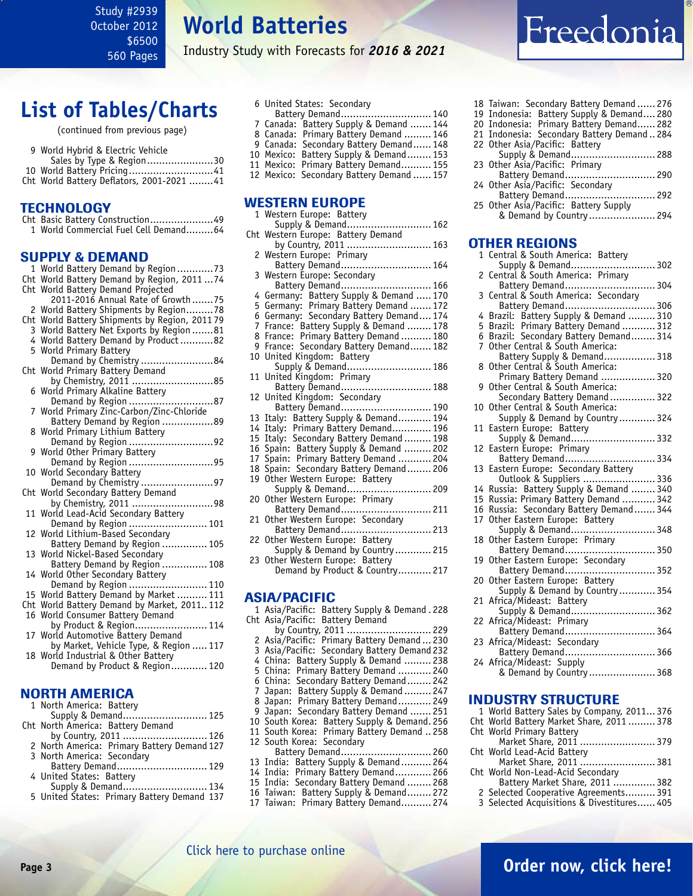Study #2939
October 2012
$6500
560 Pages

# World Batteries

Industry Study with Forecasts for ***2016 & 2021***

## List of Tables/Charts

(continued from previous page)

9 World Hybrid & Electric Vehicle Sales by Type & Region......................30
10 World Battery Pricing............................41
Cht World Battery Deflators, 2001-2021 ........41

### TECHNOLOGY

Cht Basic Battery Construction.....................49
1 World Commercial Fuel Cell Demand.........64

### SUPPLY & DEMAND

1 World Battery Demand by Region............73
Cht World Battery Demand by Region, 2011 ...74
Cht World Battery Demand Projected 2011-2016 Annual Rate of Growth.......75
2 World Battery Shipments by Region.........78
Cht World Battery Shipments by Region, 2011 79
3 World Battery Net Exports by Region .......81
4 World Battery Demand by Product ...........82
5 World Primary Battery Demand by Chemistry ........................84
Cht World Primary Battery Demand by Chemistry, 2011 ...........................85
6 World Primary Alkaline Battery Demand by Region ............................87
7 World Primary Zinc-Carbon/Zinc-Chloride Battery Demand by Region .................89
8 World Primary Lithium Battery Demand by Region ............................92
9 World Other Primary Battery Demand by Region ............................95
10 World Secondary Battery Demand by Chemistry ........................97
Cht World Secondary Battery Demand by Chemistry, 2011 ...........................98
11 World Lead-Acid Secondary Battery Demand by Region .......................... 101
12 World Lithium-Based Secondary Battery Demand by Region ............... 105
13 World Nickel-Based Secondary Battery Demand by Region ............... 108
14 World Other Secondary Battery Demand by Region .......................... 110
15 World Battery Demand by Market .......... 111
Cht World Battery Demand by Market, 2011.. 112
16 World Consumer Battery Demand by Product & Region........................ 114
17 World Automotive Battery Demand by Market, Vehicle Type, & Region ..... 117
18 World Industrial & Other Battery Demand by Product & Region............ 120

### NORTH AMERICA

1 North America: Battery Supply & Demand............................ 125
Cht North America: Battery Demand by Country, 2011 ............................ 126
2 North America: Primary Battery Demand 127
3 North America: Secondary Battery Demand.............................. 129
4 United States: Battery Supply & Demand............................ 134
5 United States: Primary Battery Demand 137
6 United States: Secondary Battery Demand.............................. 140
7 Canada: Battery Supply & Demand ....... 144
8 Canada: Primary Battery Demand ......... 146
9 Canada: Secondary Battery Demand...... 148
10 Mexico: Battery Supply & Demand........ 153
11 Mexico: Primary Battery Demand.......... 155
12 Mexico: Secondary Battery Demand ...... 157

### WESTERN EUROPE

1 Western Europe: Battery Supply & Demand............................ 162
Cht Western Europe: Battery Demand by Country, 2011 ............................ 163
2 Western Europe: Primary Battery Demand.............................. 164
3 Western Europe: Secondary Battery Demand.............................. 166
4 Germany: Battery Supply & Demand ..... 170
5 Germany: Primary Battery Demand ....... 172
6 Germany: Secondary Battery Demand.... 174
7 France: Battery Supply & Demand ........ 178
8 France: Primary Battery Demand .......... 180
9 France: Secondary Battery Demand....... 182
10 United Kingdom: Battery Supply & Demand............................ 186
11 United Kingdom: Primary Battery Demand.............................. 188
12 United Kingdom: Secondary Battery Demand.............................. 190
13 Italy: Battery Supply & Demand........... 194
14 Italy: Primary Battery Demand............. 196
15 Italy: Secondary Battery Demand ......... 198
16 Spain: Battery Supply & Demand ......... 202
17 Spain: Primary Battery Demand ........... 204
18 Spain: Secondary Battery Demand........ 206
19 Other Western Europe: Battery Supply & Demand............................ 209
20 Other Western Europe: Primary Battery Demand.............................. 211
21 Other Western Europe: Secondary Battery Demand.............................. 213
22 Other Western Europe: Battery Supply & Demand by Country............ 215
23 Other Western Europe: Battery Demand by Product & Country........... 217

### ASIA/PACIFIC

1 Asia/Pacific: Battery Supply & Demand . 228
Cht Asia/Pacific: Battery Demand by Country, 2011 ............................ 229
2 Asia/Pacific: Primary Battery Demand ... 230
3 Asia/Pacific: Secondary Battery Demand 232
4 China: Battery Supply & Demand ......... 238
5 China: Primary Battery Demand ........... 240
6 China: Secondary Battery Demand........ 242
7 Japan: Battery Supply & Demand......... 247
8 Japan: Primary Battery Demand........... 249
9 Japan: Secondary Battery Demand ....... 251
10 South Korea: Battery Supply & Demand. 256
11 South Korea: Primary Battery Demand .. 258
12 South Korea: Secondary Battery Demand.............................. 260
13 India: Battery Supply & Demand.......... 264
14 India: Primary Battery Demand............ 266
15 India: Secondary Battery Demand ........ 268
16 Taiwan: Battery Supply & Demand........ 272
17 Taiwan: Primary Battery Demand.......... 274
18 Taiwan: Secondary Battery Demand...... 276
19 Indonesia: Battery Supply & Demand.... 280
20 Indonesia: Primary Battery Demand...... 282
21 Indonesia: Secondary Battery Demand .. 284
22 Other Asia/Pacific: Battery Supply & Demand............................ 288
23 Other Asia/Pacific: Primary Battery Demand.............................. 290
24 Other Asia/Pacific: Secondary Battery Demand.............................. 292
25 Other Asia/Pacific: Battery Supply & Demand by Country...................... 294

### OTHER REGIONS

1 Central & South America: Battery Supply & Demand............................ 302
2 Central & South America: Primary Battery Demand.............................. 304
3 Central & South America: Secondary Battery Demand.............................. 306
4 Brazil: Battery Supply & Demand ......... 310
5 Brazil: Primary Battery Demand ........... 312
6 Brazil: Secondary Battery Demand........ 314
7 Other Central & South America: Battery Supply & Demand................. 318
8 Other Central & South America: Primary Battery Demand .................. 320
9 Other Central & South America: Secondary Battery Demand............... 322
10 Other Central & South America: Supply & Demand by Country............ 324
11 Eastern Europe: Battery Supply & Demand............................ 332
12 Eastern Europe: Primary Battery Demand.............................. 334
13 Eastern Europe: Secondary Battery Outlook & Suppliers ........................ 336
14 Russia: Battery Supply & Demand ........ 340
15 Russia: Primary Battery Demand ........... 342
16 Russia: Secondary Battery Demand....... 344
17 Other Eastern Europe: Battery Supply & Demand............................ 348
18 Other Eastern Europe: Primary Battery Demand.............................. 350
19 Other Eastern Europe: Secondary Battery Demand.............................. 352
20 Other Eastern Europe: Battery Supply & Demand by Country............ 354
21 Africa/Mideast: Battery Supply & Demand............................ 362
22 Africa/Mideast: Primary Battery Demand.............................. 364
23 Africa/Mideast: Secondary Battery Demand.............................. 366
24 Africa/Mideast: Supply & Demand by Country...................... 368

### INDUSTRY STRUCTURE

1 World Battery Sales by Company, 2011... 376
Cht World Battery Market Share, 2011 ......... 378
Cht World Primary Battery Market Share, 2011 ......................... 379
Cht World Lead-Acid Battery Market Share, 2011 ......................... 381
Cht World Non-Lead-Acid Secondary Battery Market Share, 2011 .............. 382
2 Selected Cooperative Agreements.......... 391
3 Selected Acquisitions & Divestitures...... 405

Click here to purchase online

**Order now, click here!**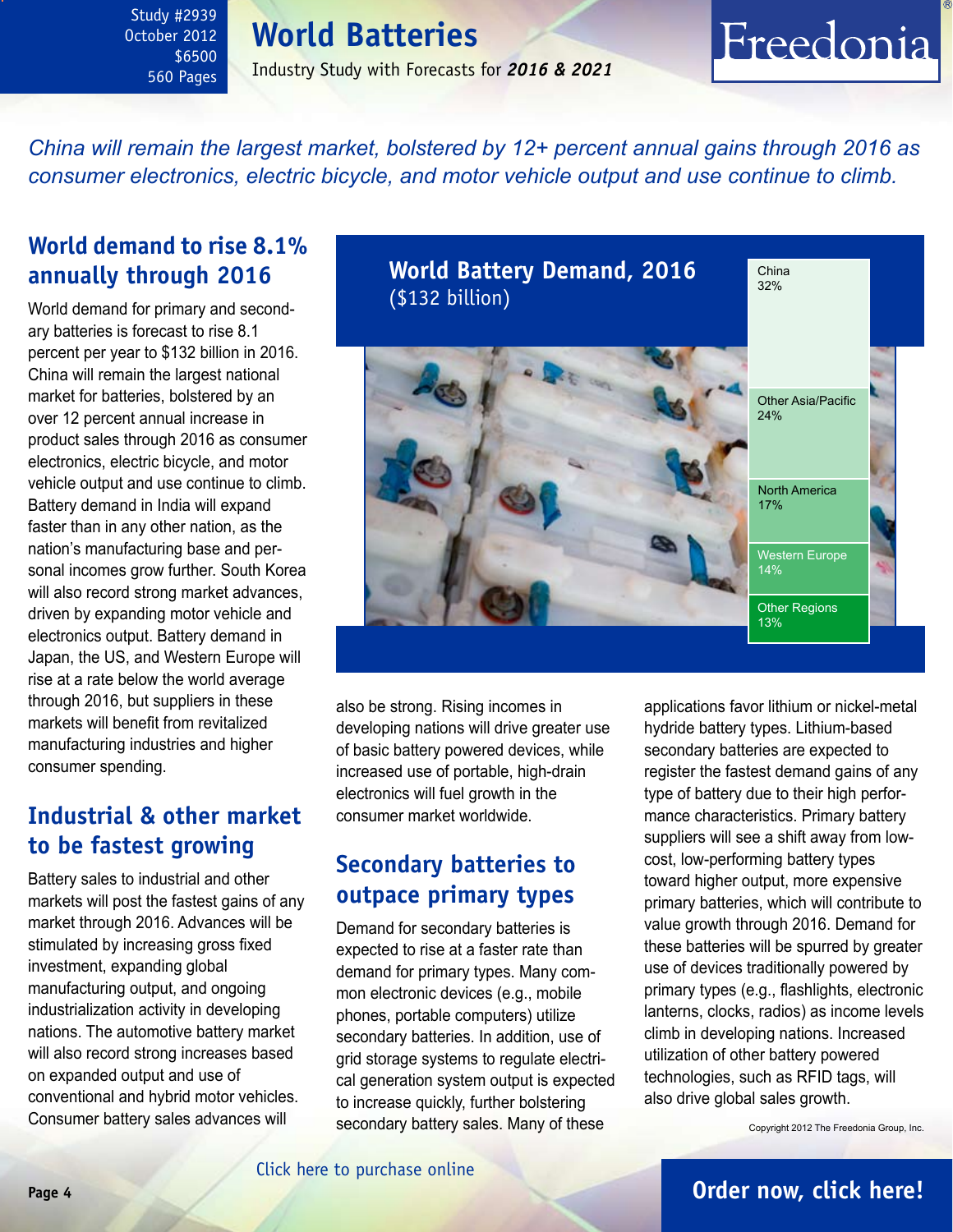Study #2939
October 2012
$6500
560 Pages

# World Batteries

Industry Study with Forecasts for ***2016 & 2021***

*China will remain the largest market, bolstered by 12+ percent annual gains through 2016 as consumer electronics, electric bicycle, and motor vehicle output and use continue to climb.*

## World demand to rise 8.1% annually through 2016

World demand for primary and secondary batteries is forecast to rise 8.1 percent per year to $132 billion in 2016. China will remain the largest national market for batteries, bolstered by an over 12 percent annual increase in product sales through 2016 as consumer electronics, electric bicycle, and motor vehicle output and use continue to climb. Battery demand in India will expand faster than in any other nation, as the nation's manufacturing base and personal incomes grow further. South Korea will also record strong market advances, driven by expanding motor vehicle and electronics output. Battery demand in Japan, the US, and Western Europe will rise at a rate below the world average through 2016, but suppliers in these markets will benefit from revitalized manufacturing industries and higher consumer spending.

**World Battery Demand, 2016**
($132 billion)

| Region | Share |
| --- | --- |
| China | 32% |
| Other Asia/Pacific | 24% |
| North America | 17% |
| Western Europe | 14% |
| Other Regions | 13% |

## Industrial & other market to be fastest growing

Battery sales to industrial and other markets will post the fastest gains of any market through 2016. Advances will be stimulated by increasing gross fixed investment, expanding global manufacturing output, and ongoing industrialization activity in developing nations. The automotive battery market will also record strong increases based on expanded output and use of conventional and hybrid motor vehicles. Consumer battery sales advances will also be strong. Rising incomes in developing nations will drive greater use of basic battery powered devices, while increased use of portable, high-drain electronics will fuel growth in the consumer market worldwide.

## Secondary batteries to outpace primary types

Demand for secondary batteries is expected to rise at a faster rate than demand for primary types. Many common electronic devices (e.g., mobile phones, portable computers) utilize secondary batteries. In addition, use of grid storage systems to regulate electrical generation system output is expected to increase quickly, further bolstering secondary battery sales. Many of these applications favor lithium or nickel-metal hydride battery types. Lithium-based secondary batteries are expected to register the fastest demand gains of any type of battery due to their high performance characteristics. Primary battery suppliers will see a shift away from low-cost, low-performing battery types toward higher output, more expensive primary batteries, which will contribute to value growth through 2016. Demand for these batteries will be spurred by greater use of devices traditionally powered by primary types (e.g., flashlights, electronic lanterns, clocks, radios) as income levels climb in developing nations. Increased utilization of other battery powered technologies, such as RFID tags, will also drive global sales growth.

Copyright 2012 The Freedonia Group, Inc.

Click here to purchase online

**Order now, click here!**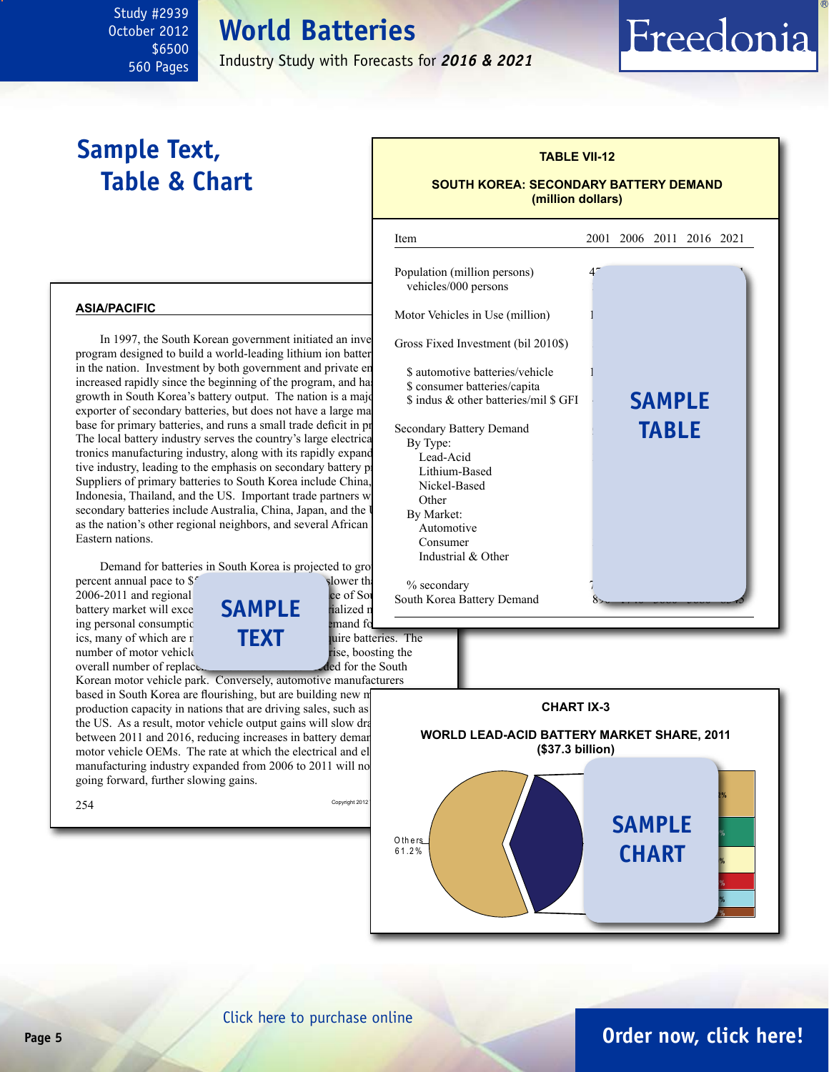Study #2939
October 2012
$6500
560 Pages

# World Batteries

Industry Study with Forecasts for ***2016 & 2021***

## Sample Text, Table & Chart

### ASIA/PACIFIC

In 1997, the South Korean government initiated an inve program designed to build a world-leading lithium ion batter in the nation. Investment by both government and private en increased rapidly since the beginning of the program, and ha growth in South Korea's battery output. The nation is a maj exporter of secondary batteries, but does not have a large ma base for primary batteries, and runs a small trade deficit in pr The local battery industry serves the country's large electrica tronics manufacturing industry, along with its rapidly expand tive industry, leading to the emphasis on secondary battery p Suppliers of primary batteries to South Korea include China, Indonesia, Thailand, and the US. Important trade partners w secondary batteries include Australia, China, Japan, and the U as the nation's other regional neighbors, and several African Eastern nations.

Demand for batteries in South Korea is projected to gro percent annual pace to $ slower th 2006-2011 and regional ce of So battery market will exce ialized m ing personal consumptic emand fo ics, many of which are r uire batteries. The number of motor vehicle rise, boosting the overall number of replace ded for the South Korean motor vehicle park. Conversely, automotive manufacturers based in South Korea are flourishing, but are building new m production capacity in nations that are driving sales, such as the US. As a result, motor vehicle output gains will slow dra between 2011 and 2016, reducing increases in battery deman motor vehicle OEMs. The rate at which the electrical and el manufacturing industry expanded from 2006 to 2011 will no going forward, further slowing gains.

SAMPLE TEXT

254

Copyright 2012

**TABLE VII-12**

**SOUTH KOREA: SECONDARY BATTERY DEMAND (million dollars)**

| Item | 2001 | 2006 | 2011 | 2016 | 2021 |
|---|---|---|---|---|---|
| Population (million persons) | | | | | |
| vehicles/000 persons | | | | | |
| Motor Vehicles in Use (million) | | | | | |
| Gross Fixed Investment (bil 2010$) | | | | | |
| $ automotive batteries/vehicle | | | | | |
| $ consumer batteries/capita | | | | | |
| $ indus & other batteries/mil $ GFI | | | | | |
| Secondary Battery Demand | | | | | |
| By Type: | | | | | |
| Lead-Acid | | | | | |
| Lithium-Based | | | | | |
| Nickel-Based | | | | | |
| Other | | | | | |
| By Market: | | | | | |
| Automotive | | | | | |
| Consumer | | | | | |
| Industrial & Other | | | | | |
| % secondary | | | | | |
| South Korea Battery Demand | | | | | |

SAMPLE TABLE

**CHART IX-3**

**WORLD LEAD-ACID BATTERY MARKET SHARE, 2011 ($37.3 billion)**

Others 61.2%

SAMPLE CHART

Click here to purchase online

**Order now, click here!**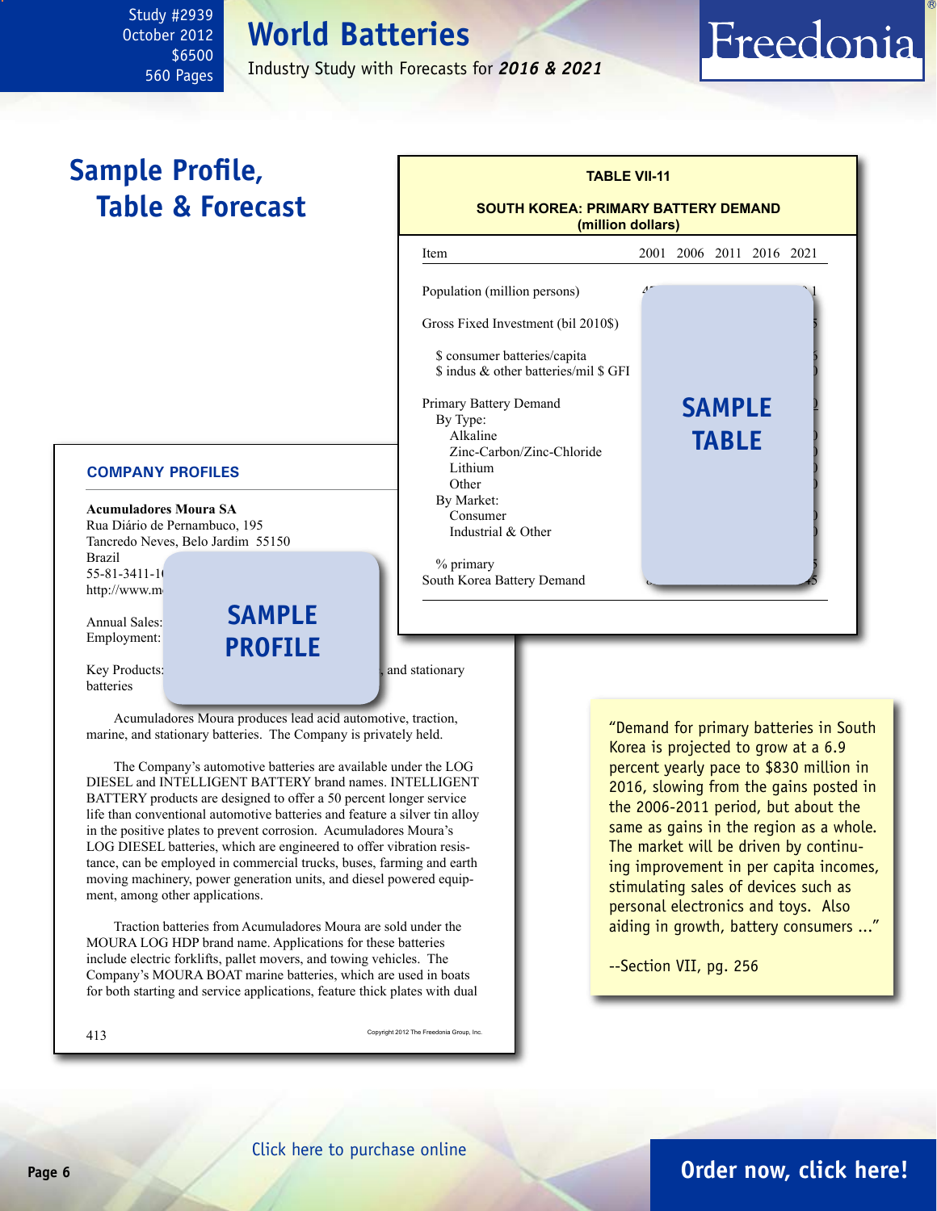Study #2939
October 2012
$6500
560 Pages

# World Batteries

Industry Study with Forecasts for ***2016 & 2021***

## Sample Profile, Table & Forecast

**TABLE VII-11**

**SOUTH KOREA: PRIMARY BATTERY DEMAND (million dollars)**

| Item | 2001 | 2006 | 2011 | 2016 | 2021 |
|---|---|---|---|---|---|
| Population (million persons) | | | | | |
| Gross Fixed Investment (bil 2010$) | | | | | |
| $ consumer batteries/capita | | | | | |
| $ indus & other batteries/mil $ GFI | | | | | |
| Primary Battery Demand | | | | | |
| By Type: | | | | | |
| Alkaline | | | | | |
| Zinc-Carbon/Zinc-Chloride | | | | | |
| Lithium | | | | | |
| Other | | | | | |
| By Market: | | | | | |
| Consumer | | | | | |
| Industrial & Other | | | | | |
| % primary | | | | | |
| South Korea Battery Demand | | | | | |

**SAMPLE TABLE**

### COMPANY PROFILES

**Acumuladores Moura SA**
Rua Diário de Pernambuco, 195
Tancredo Neves, Belo Jardim 55150
Brazil
55-81-3411-1
http://www.m

Annual Sales:
Employment:

Key Products: , and stationary batteries

**SAMPLE PROFILE**

Acumuladores Moura produces lead acid automotive, traction, marine, and stationary batteries. The Company is privately held.

The Company's automotive batteries are available under the LOG DIESEL and INTELLIGENT BATTERY brand names. INTELLIGENT BATTERY products are designed to offer a 50 percent longer service life than conventional automotive batteries and feature a silver tin alloy in the positive plates to prevent corrosion. Acumuladores Moura's LOG DIESEL batteries, which are engineered to offer vibration resistance, can be employed in commercial trucks, buses, farming and earth moving machinery, power generation units, and diesel powered equipment, among other applications.

Traction batteries from Acumuladores Moura are sold under the MOURA LOG HDP brand name. Applications for these batteries include electric forklifts, pallet movers, and towing vehicles. The Company's MOURA BOAT marine batteries, which are used in boats for both starting and service applications, feature thick plates with dual

413 Copyright 2012 The Freedonia Group, Inc.

"Demand for primary batteries in South Korea is projected to grow at a 6.9 percent yearly pace to $830 million in 2016, slowing from the gains posted in the 2006-2011 period, but about the same as gains in the region as a whole. The market will be driven by continuing improvement in per capita incomes, stimulating sales of devices such as personal electronics and toys. Also aiding in growth, battery consumers ..."

--Section VII, pg. 256

Click here to purchase online

**Order now, click here!**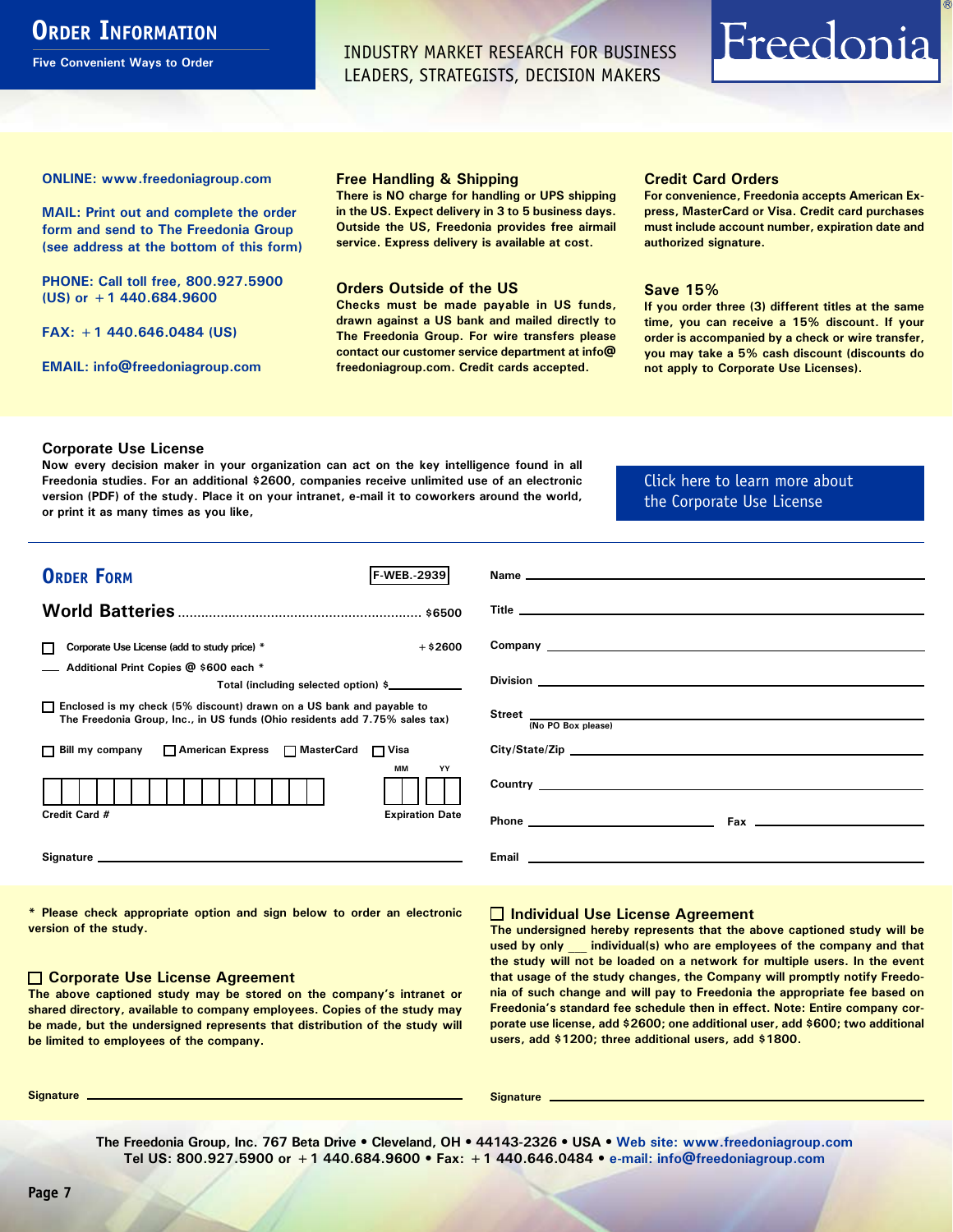# Order Information

**Five Convenient Ways to Order**

INDUSTRY MARKET RESEARCH FOR BUSINESS LEADERS, STRATEGISTS, DECISION MAKERS

Freedonia®

**ONLINE: www.freedoniagroup.com**

**MAIL: Print out and complete the order form and send to The Freedonia Group (see address at the bottom of this form)**

**PHONE: Call toll free, 800.927.5900 (US) or +1 440.684.9600**

**FAX: +1 440.646.0484 (US)**

**EMAIL: info@freedoniagroup.com**

### Free Handling & Shipping

There is NO charge for handling or UPS shipping in the US. Expect delivery in 3 to 5 business days. Outside the US, Freedonia provides free airmail service. Express delivery is available at cost.

### Orders Outside of the US

Checks must be made payable in US funds, drawn against a US bank and mailed directly to The Freedonia Group. For wire transfers please contact our customer service department at info@freedoniagroup.com. Credit cards accepted.

### Credit Card Orders

For convenience, Freedonia accepts American Express, MasterCard or Visa. Credit card purchases must include account number, expiration date and authorized signature.

### Save 15%

If you order three (3) different titles at the same time, you can receive a 15% discount. If your order is accompanied by a check or wire transfer, you may take a 5% cash discount (discounts do not apply to Corporate Use Licenses).

### Corporate Use License

Now every decision maker in your organization can act on the key intelligence found in all Freedonia studies. For an additional $2600, companies receive unlimited use of an electronic version (PDF) of the study. Place it on your intranet, e-mail it to coworkers around the world, or print it as many times as you like,

Click here to learn more about the Corporate Use License

## Order Form

F-WEB.-2939

**World Batteries** .................................................................. $6500

☐ Corporate Use License (add to study price) * ............ +$2600

___ Additional Print Copies @ $600 each *

Total (including selected option) $__________

☐ Enclosed is my check (5% discount) drawn on a US bank and payable to The Freedonia Group, Inc., in US funds (Ohio residents add 7.75% sales tax)

☐ Bill my company ☐ American Express ☐ MasterCard ☐ Visa

Credit Card # ____________________ Expiration Date MM ___ YY ___

Signature ____________________

Name ____________________

Title ____________________

Company ____________________

Division ____________________

Street ____________________ (No PO Box please)

City/State/Zip ____________________

Country ____________________

Phone ____________________ Fax ____________________

Email ____________________

\* Please check appropriate option and sign below to order an electronic version of the study.

### ☐ Corporate Use License Agreement

The above captioned study may be stored on the company's intranet or shared directory, available to company employees. Copies of the study may be made, but the undersigned represents that distribution of the study will be limited to employees of the company.

Signature ____________________

### ☐ Individual Use License Agreement

The undersigned hereby represents that the above captioned study will be used by only ___ individual(s) who are employees of the company and that the study will not be loaded on a network for multiple users. In the event that usage of the study changes, the Company will promptly notify Freedonia of such change and will pay to Freedonia the appropriate fee based on Freedonia's standard fee schedule then in effect. Note: Entire company corporate use license, add $2600; one additional user, add $600; two additional users, add $1200; three additional users, add $1800.

Signature ____________________

**The Freedonia Group, Inc. 767 Beta Drive • Cleveland, OH • 44143-2326 • USA • Web site: www.freedoniagroup.com**
**Tel US: 800.927.5900 or +1 440.684.9600 • Fax: +1 440.646.0484 • e-mail: info@freedoniagroup.com**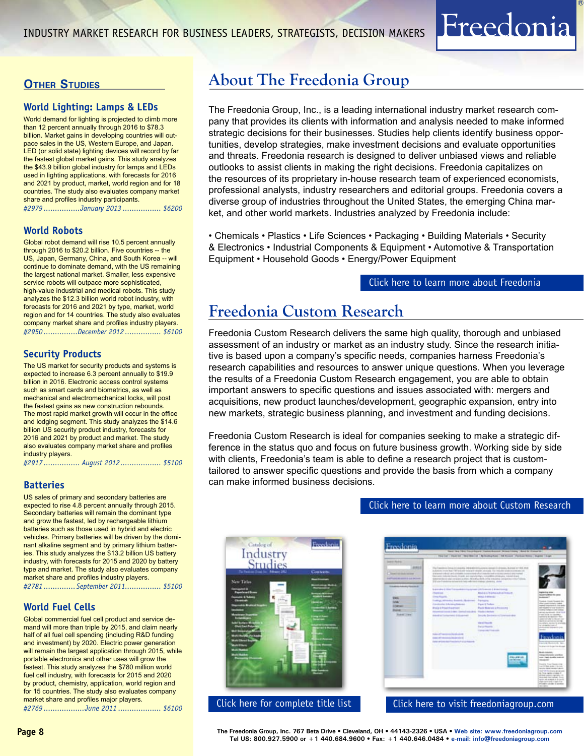## Other Studies

### World Lighting: Lamps & LEDs

World demand for lighting is projected to climb more than 12 percent annually through 2016 to $78.3 billion. Market gains in developing countries will outpace sales in the US, Western Europe, and Japan. LED (or solid state) lighting devices will record by far the fastest global market gains. This study analyzes the $43.9 billion global industry for lamps and LEDs used in lighting applications, with forecasts for 2016 and 2021 by product, market, world region and for 18 countries. The study also evaluates company market share and profiles industry participants.

*#2979 ................January 2013 ................. $6200*

### World Robots

Global robot demand will rise 10.5 percent annually through 2016 to $20.2 billion. Five countries -- the US, Japan, Germany, China, and South Korea -- will continue to dominate demand, with the US remaining the largest national market. Smaller, less expensive service robots will outpace more sophisticated, high-value industrial and medical robots. This study analyzes the $12.3 billion world robot industry, with forecasts for 2016 and 2021 by type, market, world region and for 14 countries. The study also evaluates company market share and profiles industry players.

*#2950 ...............December 2012 ................ $6100*

### Security Products

The US market for security products and systems is expected to increase 6.3 percent annually to $19.9 billion in 2016. Electronic access control systems such as smart cards and biometrics, as well as mechanical and electromechanical locks, will post the fastest gains as new construction rebounds. The most rapid market growth will occur in the office and lodging segment. This study analyzes the $14.6 billion US security product industry, forecasts for 2016 and 2021 by product and market. The study also evaluates company market share and profiles industry players.

*#2917 ................ August 2012.................. $5100*

### Batteries

US sales of primary and secondary batteries are expected to rise 4.8 percent annually through 2015. Secondary batteries will remain the dominant type and grow the fastest, led by rechargeable lithium batteries such as those used in hybrid and electric vehicles. Primary batteries will be driven by the dominant alkaline segment and by primary lithium batteries. This study analyzes the $13.2 billion US battery industry, with forecasts for 2015 and 2020 by battery type and market. The study also evaluates company market share and profiles industry players.

*#2781 ............. September 2011................ $5100*

### World Fuel Cells

Global commercial fuel cell product and service demand will more than triple by 2015, and claim nearly half of all fuel cell spending (including R&D funding and investment) by 2020. Electric power generation will remain the largest application through 2015, while portable electronics and other uses will grow the fastest. This study analyzes the $780 million world fuel cell industry, with forecasts for 2015 and 2020 by product, chemistry, application, world region and for 15 countries. The study also evaluates company market share and profiles major players.

*#2769 ..................June 2011 ................... $6100*

## About The Freedonia Group

The Freedonia Group, Inc., is a leading international industry market research company that provides its clients with information and analysis needed to make informed strategic decisions for their businesses. Studies help clients identify business opportunities, develop strategies, make investment decisions and evaluate opportunities and threats. Freedonia research is designed to deliver unbiased views and reliable outlooks to assist clients in making the right decisions. Freedonia capitalizes on the resources of its proprietary in-house research team of experienced economists, professional analysts, industry researchers and editorial groups. Freedonia covers a diverse group of industries throughout the United States, the emerging China market, and other world markets. Industries analyzed by Freedonia include:

• Chemicals • Plastics • Life Sciences • Packaging • Building Materials • Security & Electronics • Industrial Components & Equipment • Automotive & Transportation Equipment • Household Goods • Energy/Power Equipment

Click here to learn more about Freedonia

## Freedonia Custom Research

Freedonia Custom Research delivers the same high quality, thorough and unbiased assessment of an industry or market as an industry study. Since the research initiative is based upon a company's specific needs, companies harness Freedonia's research capabilities and resources to answer unique questions. When you leverage the results of a Freedonia Custom Research engagement, you are able to obtain important answers to specific questions and issues associated with: mergers and acquisitions, new product launches/development, geographic expansion, entry into new markets, strategic business planning, and investment and funding decisions.

Freedonia Custom Research is ideal for companies seeking to make a strategic difference in the status quo and focus on future business growth. Working side by side with clients, Freedonia's team is able to define a research project that is custom-tailored to answer specific questions and provide the basis from which a company can make informed business decisions.

Click here to learn more about Custom Research

Click here for complete title list

Click here to visit freedoniagroup.com

**The Freedonia Group, Inc. 767 Beta Drive • Cleveland, OH • 44143-2326 • USA • Web site: www.freedoniagroup.com**
**Tel US: 800.927.5900 or +1 440.684.9600 • Fax: +1 440.646.0484 • e-mail: info@freedoniagroup.com**